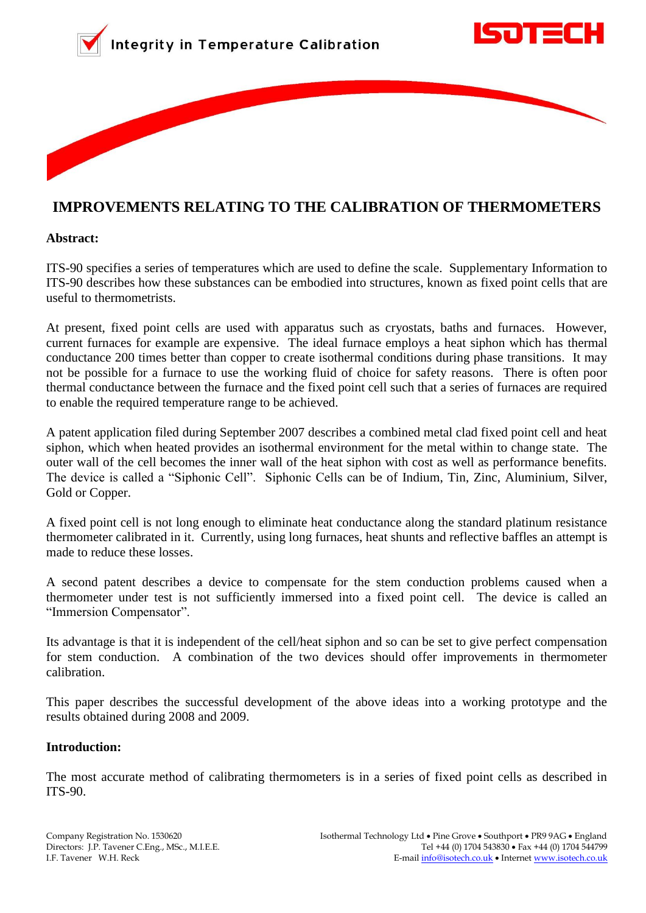# IMPROVEMENTS RELATING TO THE CALIBRATION OF THERMOMETERS

**Abstract:**

ITS-90 specifies a series of temperatures which are used to define the scale. Supplementary Information to ITS-90 describes how these substances can be embodied into structures, known as fixed point cells that are useful to thermometrists.

At present, fixed point cells are used with apparatus such as cryostats, baths and furnaces. However, current furnaces for example are expensive. The ideal furnace employs a heat siphon which has thermal conductance 200 times better than copper to create isothermal conditions during phase transitions. It may not be possible for a furnace to use the working fluid of choice for safety reasons. There is often poor thermal conductance between the furnace and the fixed point cell such that a series of furnaces are required to enable the required temperature range to be achieved.

A patent application filed during September 2007 describes a combined metal clad fixed point cell and heat siphon, which when heated provides an isothermal environment for the metal within to change state. The outer wall of the cell becomes the inner wall of the heat siphon with cost as well as performance benefits. The device is called a "Siphonic Cell". Siphonic Cells can be of Indium, Tin, Zinc, Aluminium, Silver, Gold or Copper.

A fixed point cell is not long enough to eliminate heat conductance along the standard platinum resistance thermometer calibrated in it. Currently, using long furnaces, heat shunts and reflective baffles an attempt is made to reduce these losses.

A second patent describes a device to compensate for the stem conduction problems caused when a thermometer under test is not sufficiently immersed into a fixed point cell. The device is called an "Immersion Compensator".

Its advantage is that it is independent of the cell/heat siphon and so can be set to give perfect compensation for stem conduction. A combination of the two devices should offer improvements in thermometer calibration.

This paper describes the successful development of the above ideas into a working prototype and the results obtained during 2008 and 2009.

**Introduction:**

The most accurate method of calibrating thermometers is in a series of fixed point cells as described in ITS-90.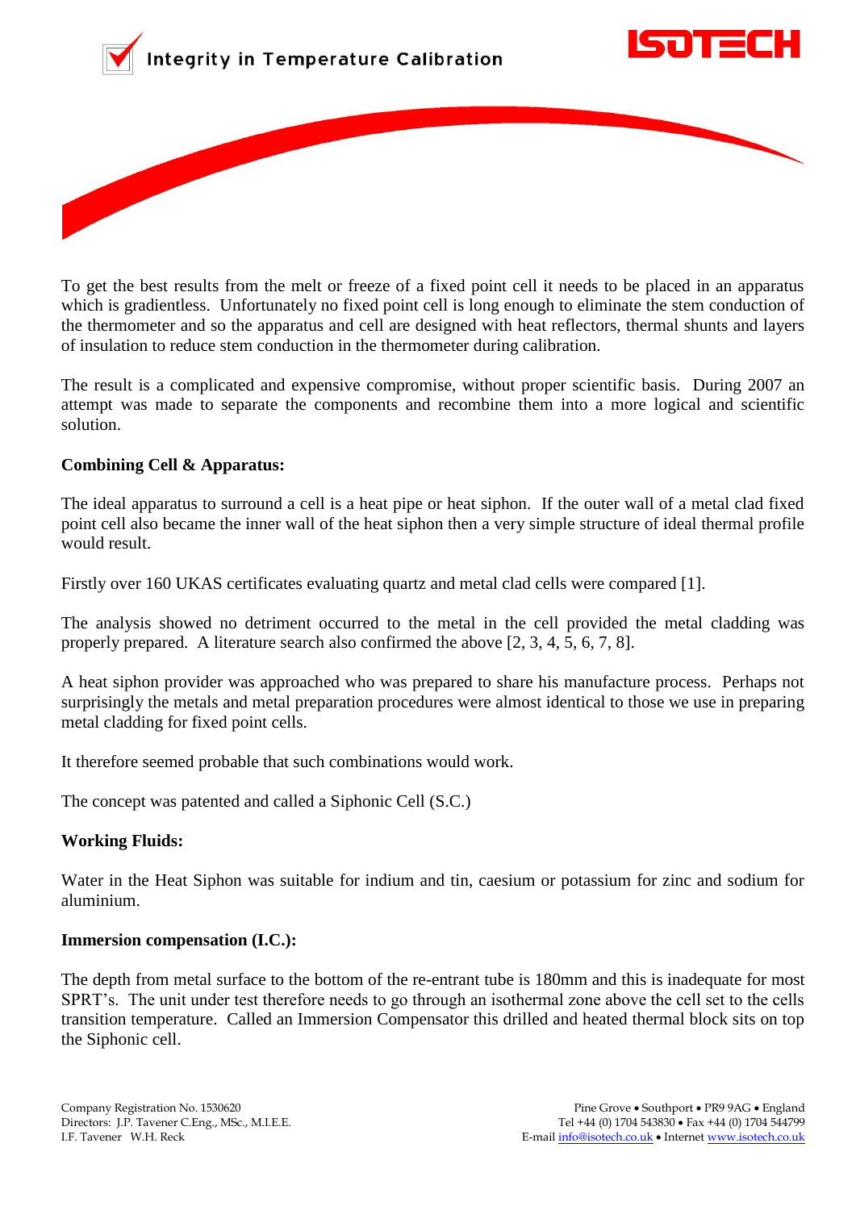To get the best results from the melt or freeze of a fixed point cell it needs to be placed in an apparatus which is gradientless. Unfortunately no fixed point cell is long enough to eliminate the stem conduction of the thermometer and so the apparatus and cell are designed with heat reflectors, thermal shunts and layers of insulation to reduce stem conduction in the thermometer during calibration.

The result is a complicated and expensive compromise, without proper scientific basis. During 2007 an attempt was made to separate the components and recombine them into a more logical and scientific solution.

**Combining Cell & Apparatus:**

The ideal apparatus to surround a cell is a heat pipe or heat siphon. If the outer wall of a metal clad fixed point cell also became the inner wall of the heat siphon then a very simple structure of ideal thermal profile would result.

Firstly over 160 UKAS certificates evaluating quartz and metal clad cells were compared [1].

The analysis showed no detriment occurred to the metal in the cell provided the metal cladding was properly prepared. A literature search also confirmed the above [2, 3, 4, 5, 6, 7, 8].

A heat siphon provider was approached who was prepared to share his manufacture process. Perhaps not surprisingly the metals and metal preparation procedures were almost identical to those we use in preparing metal cladding for fixed point cells.

It therefore seemed probable that such combinations would work.

The concept was patented and called a Siphonic Cell (S.C.)

**Working Fluids:**

Water in the Heat Siphon was suitable for indium and tin, caesium or potassium for zinc and sodium for aluminium.

**Immersion compensation (I.C.):**

The depth from metal surface to the bottom of the re-entrant tube is 180mm and this is inadequate for most SPRT's. The unit under test therefore needs to go through an isothermal zone above the cell set to the cells transition temperature. Called an Immersion Compensator this drilled and heated thermal block sits on top the Siphonic cell.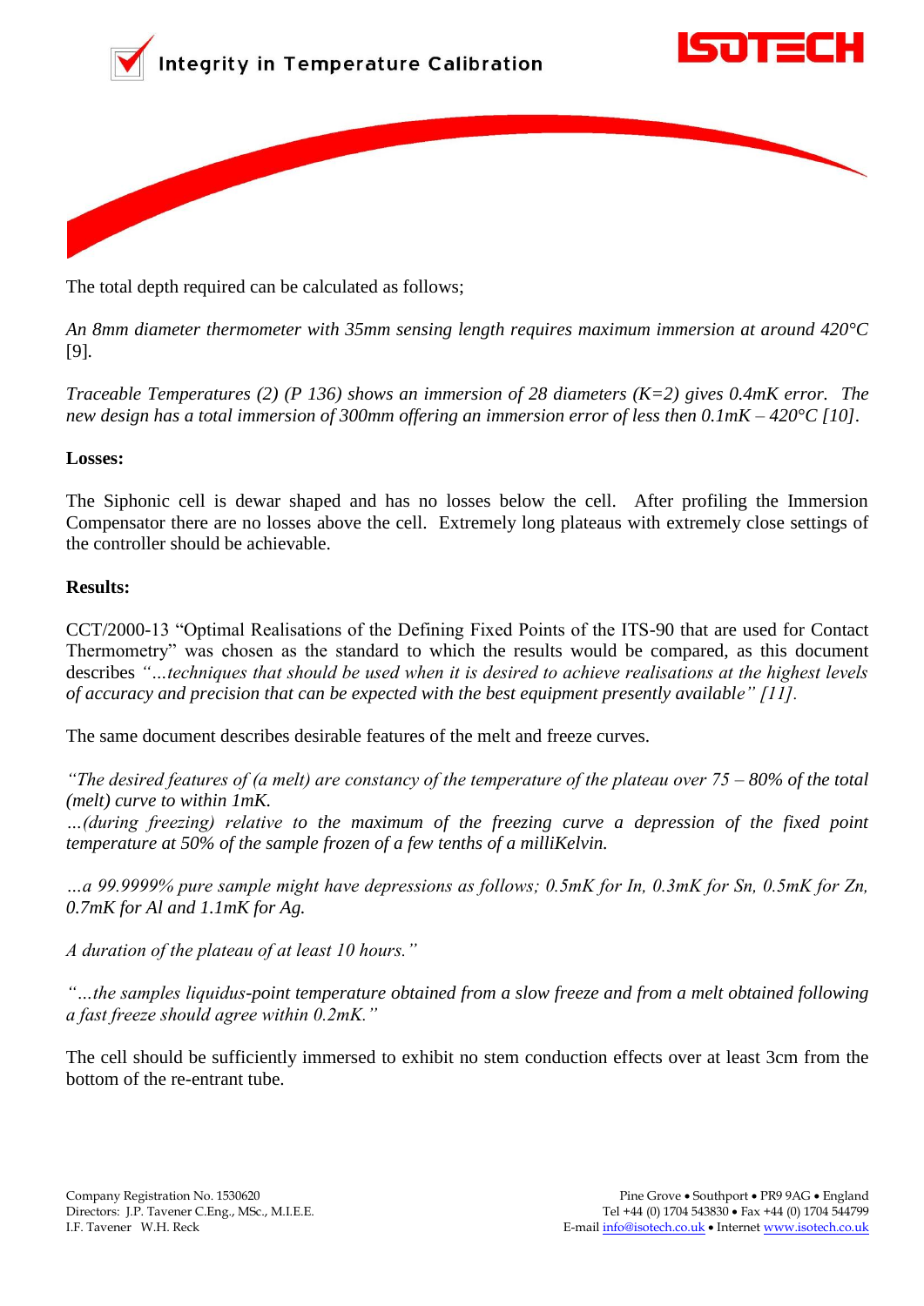The total depth required can be calculated as follows;

*An 8mm diameter thermometer with 35mm sensing length requires maximum immersion at around 420°C* [9].

*Traceable Temperatures (2) (P 136) shows an immersion of 28 diameters (K=2) gives 0.4mK error. The new design has a total immersion of 300mm offering an immersion error of less then 0.1mK – 420°C [10].*

**Losses:**

The Siphonic cell is dewar shaped and has no losses below the cell. After profiling the Immersion Compensator there are no losses above the cell. Extremely long plateaus with extremely close settings of the controller should be achievable.

**Results:**

CCT/2000-13 "Optimal Realisations of the Defining Fixed Points of the ITS-90 that are used for Contact Thermometry" was chosen as the standard to which the results would be compared, as this document describes *"…techniques that should be used when it is desired to achieve realisations at the highest levels of accuracy and precision that can be expected with the best equipment presently available" [11].*

The same document describes desirable features of the melt and freeze curves.

*"The desired features of (a melt) are constancy of the temperature of the plateau over 75 – 80% of the total (melt) curve to within 1mK.*
*…(during freezing) relative to the maximum of the freezing curve a depression of the fixed point temperature at 50% of the sample frozen of a few tenths of a milliKelvin.*

*…a 99.9999% pure sample might have depressions as follows; 0.5mK for In, 0.3mK for Sn, 0.5mK for Zn, 0.7mK for Al and 1.1mK for Ag.*

*A duration of the plateau of at least 10 hours."*

*"…the samples liquidus-point temperature obtained from a slow freeze and from a melt obtained following a fast freeze should agree within 0.2mK."*

The cell should be sufficiently immersed to exhibit no stem conduction effects over at least 3cm from the bottom of the re-entrant tube.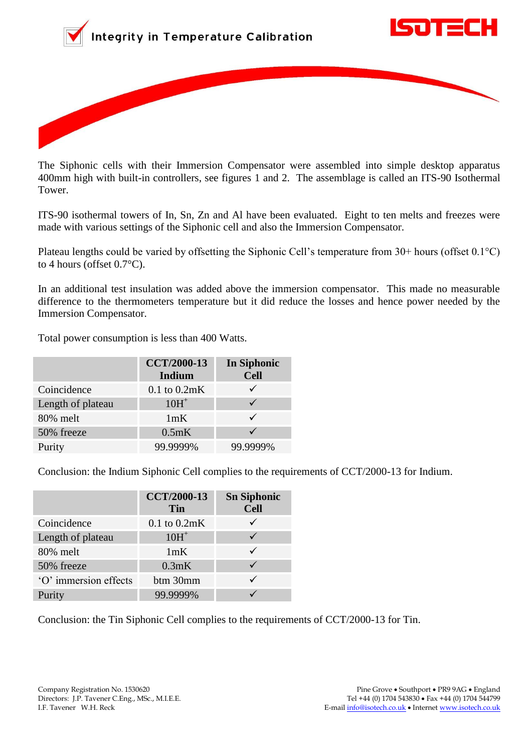The Siphonic cells with their Immersion Compensator were assembled into simple desktop apparatus 400mm high with built-in controllers, see figures 1 and 2. The assemblage is called an ITS-90 Isothermal Tower.

ITS-90 isothermal towers of In, Sn, Zn and Al have been evaluated. Eight to ten melts and freezes were made with various settings of the Siphonic cell and also the Immersion Compensator.

Plateau lengths could be varied by offsetting the Siphonic Cell's temperature from 30+ hours (offset 0.1°C) to 4 hours (offset 0.7°C).

In an additional test insulation was added above the immersion compensator. This made no measurable difference to the thermometers temperature but it did reduce the losses and hence power needed by the Immersion Compensator.

Total power consumption is less than 400 Watts.

| | **CCT/2000-13 Indium** | **In Siphonic Cell** |
|---|---|---|
| Coincidence | 0.1 to 0.2mK | ✓ |
| Length of plateau | $10H^+$ | ✓ |
| 80% melt | 1mK | ✓ |
| 50% freeze | 0.5mK | ✓ |
| Purity | 99.9999% | 99.9999% |

Conclusion: the Indium Siphonic Cell complies to the requirements of CCT/2000-13 for Indium.

| | **CCT/2000-13 Tin** | **Sn Siphonic Cell** |
|---|---|---|
| Coincidence | 0.1 to 0.2mK | ✓ |
| Length of plateau | $10H^+$ | ✓ |
| 80% melt | 1mK | ✓ |
| 50% freeze | 0.3mK | ✓ |
| 'O' immersion effects | btm 30mm | ✓ |
| Purity | 99.9999% | ✓ |

Conclusion: the Tin Siphonic Cell complies to the requirements of CCT/2000-13 for Tin.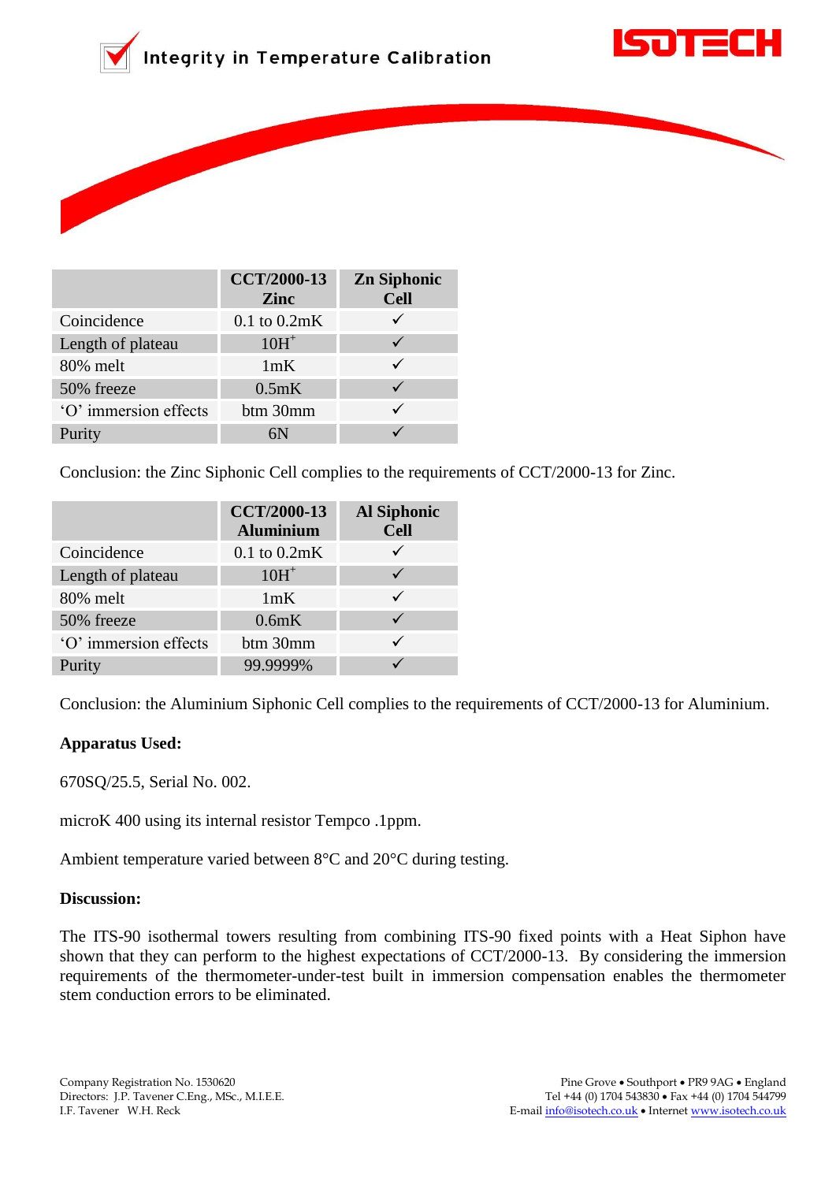| | CCT/2000-13 Zinc | Zn Siphonic Cell |
|---|---|---|
| Coincidence | 0.1 to 0.2mK | ✓ |
| Length of plateau | 10H+ | ✓ |
| 80% melt | 1mK | ✓ |
| 50% freeze | 0.5mK | ✓ |
| 'O' immersion effects | btm 30mm | ✓ |
| Purity | 6N | ✓ |

Conclusion: the Zinc Siphonic Cell complies to the requirements of CCT/2000-13 for Zinc.

| | CCT/2000-13 Aluminium | Al Siphonic Cell |
|---|---|---|
| Coincidence | 0.1 to 0.2mK | ✓ |
| Length of plateau | 10H+ | ✓ |
| 80% melt | 1mK | ✓ |
| 50% freeze | 0.6mK | ✓ |
| 'O' immersion effects | btm 30mm | ✓ |
| Purity | 99.9999% | ✓ |

Conclusion: the Aluminium Siphonic Cell complies to the requirements of CCT/2000-13 for Aluminium.

**Apparatus Used:**

670SQ/25.5, Serial No. 002.

microK 400 using its internal resistor Tempco .1ppm.

Ambient temperature varied between 8°C and 20°C during testing.

**Discussion:**

The ITS-90 isothermal towers resulting from combining ITS-90 fixed points with a Heat Siphon have shown that they can perform to the highest expectations of CCT/2000-13. By considering the immersion requirements of the thermometer-under-test built in immersion compensation enables the thermometer stem conduction errors to be eliminated.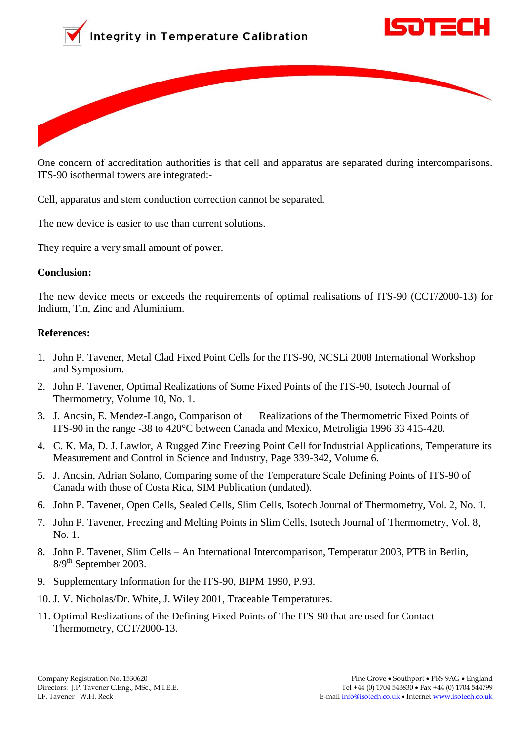One concern of accreditation authorities is that cell and apparatus are separated during intercomparisons. ITS-90 isothermal towers are integrated:-

Cell, apparatus and stem conduction correction cannot be separated.

The new device is easier to use than current solutions.

They require a very small amount of power.

**Conclusion:**

The new device meets or exceeds the requirements of optimal realisations of ITS-90 (CCT/2000-13) for Indium, Tin, Zinc and Aluminium.

**References:**

1. John P. Tavener, Metal Clad Fixed Point Cells for the ITS-90, NCSLi 2008 International Workshop and Symposium.
2. John P. Tavener, Optimal Realizations of Some Fixed Points of the ITS-90, Isotech Journal of Thermometry, Volume 10, No. 1.
3. J. Ancsin, E. Mendez-Lango, Comparison of Realizations of the Thermometric Fixed Points of ITS-90 in the range -38 to 420°C between Canada and Mexico, Metroligia 1996 33 415-420.
4. C. K. Ma, D. J. Lawlor, A Rugged Zinc Freezing Point Cell for Industrial Applications, Temperature its Measurement and Control in Science and Industry, Page 339-342, Volume 6.
5. J. Ancsin, Adrian Solano, Comparing some of the Temperature Scale Defining Points of ITS-90 of Canada with those of Costa Rica, SIM Publication (undated).
6. John P. Tavener, Open Cells, Sealed Cells, Slim Cells, Isotech Journal of Thermometry, Vol. 2, No. 1.
7. John P. Tavener, Freezing and Melting Points in Slim Cells, Isotech Journal of Thermometry, Vol. 8, No. 1.
8. John P. Tavener, Slim Cells – An International Intercomparison, Temperatur 2003, PTB in Berlin, 8/9th September 2003.
9. Supplementary Information for the ITS-90, BIPM 1990, P.93.
10. J. V. Nicholas/Dr. White, J. Wiley 2001, Traceable Temperatures.
11. Optimal Reslizations of the Defining Fixed Points of The ITS-90 that are used for Contact Thermometry, CCT/2000-13.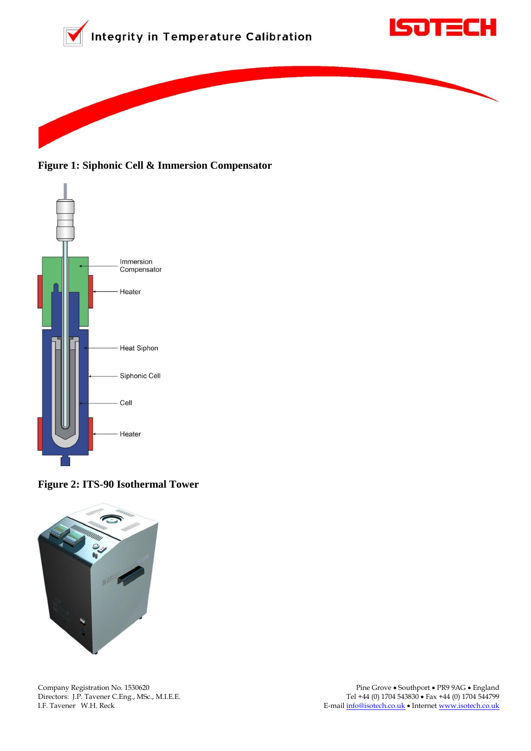**Figure 1: Siphonic Cell & Immersion Compensator**

Immersion Compensator

Heater

Heat Siphon

Siphonic Cell

Cell

Heater

**Figure 2: ITS-90 Isothermal Tower**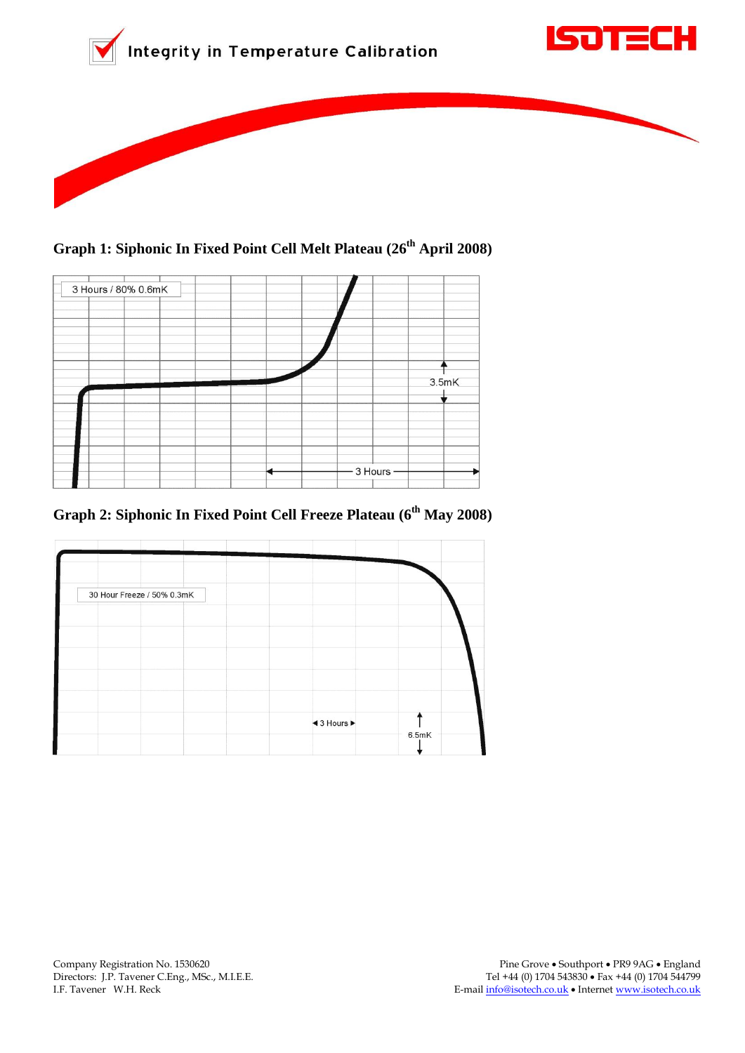## Graph 1: Siphonic In Fixed Point Cell Melt Plateau (26th April 2008)

3 Hours / 80% 0.6mK

3.5mK

3 Hours

## Graph 2: Siphonic In Fixed Point Cell Freeze Plateau (6th May 2008)

30 Hour Freeze / 50% 0.3mK

3 Hours

6.5mK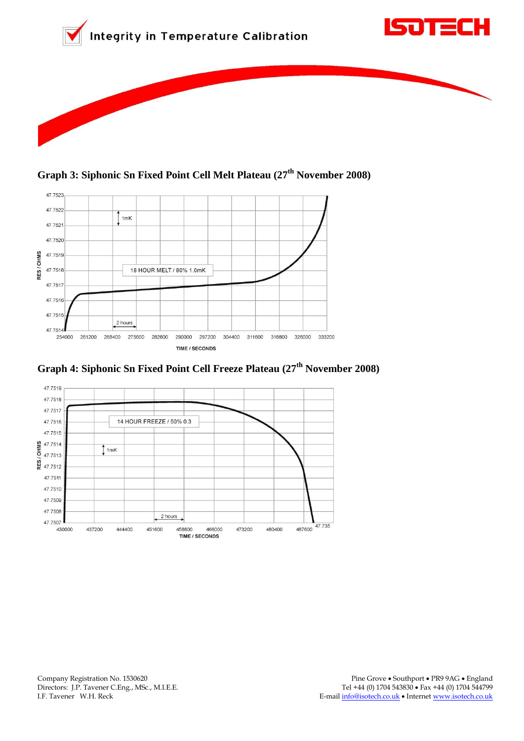## Graph 3: Siphonic Sn Fixed Point Cell Melt Plateau (27th November 2008)

RES / OHMS

47.7523
47.7522
47.7521
47.7520
47.7519
47.7518
47.7517
47.7516
47.7515
47.7514

1mK

18 HOUR MELT / 80% 1.0mK

2 hours

254000 261200 268400 275600 282800 290000 297200 304400 311600 318800 326000 333200

TIME / SECONDS

## Graph 4: Siphonic Sn Fixed Point Cell Freeze Plateau (27th November 2008)

RES / OHMS

47.7519
47.7518
47.7517
47.7516
47.7515
47.7514
47.7513
47.7512
47.7511
47.7510
47.7509
47.7508
47.7507

14 HOUR FREEZE / 50% 0.3

1mK

2 hours

430000 437200 444400 451600 458800 466000 473200 480400 487600 47.735

TIME / SECONDS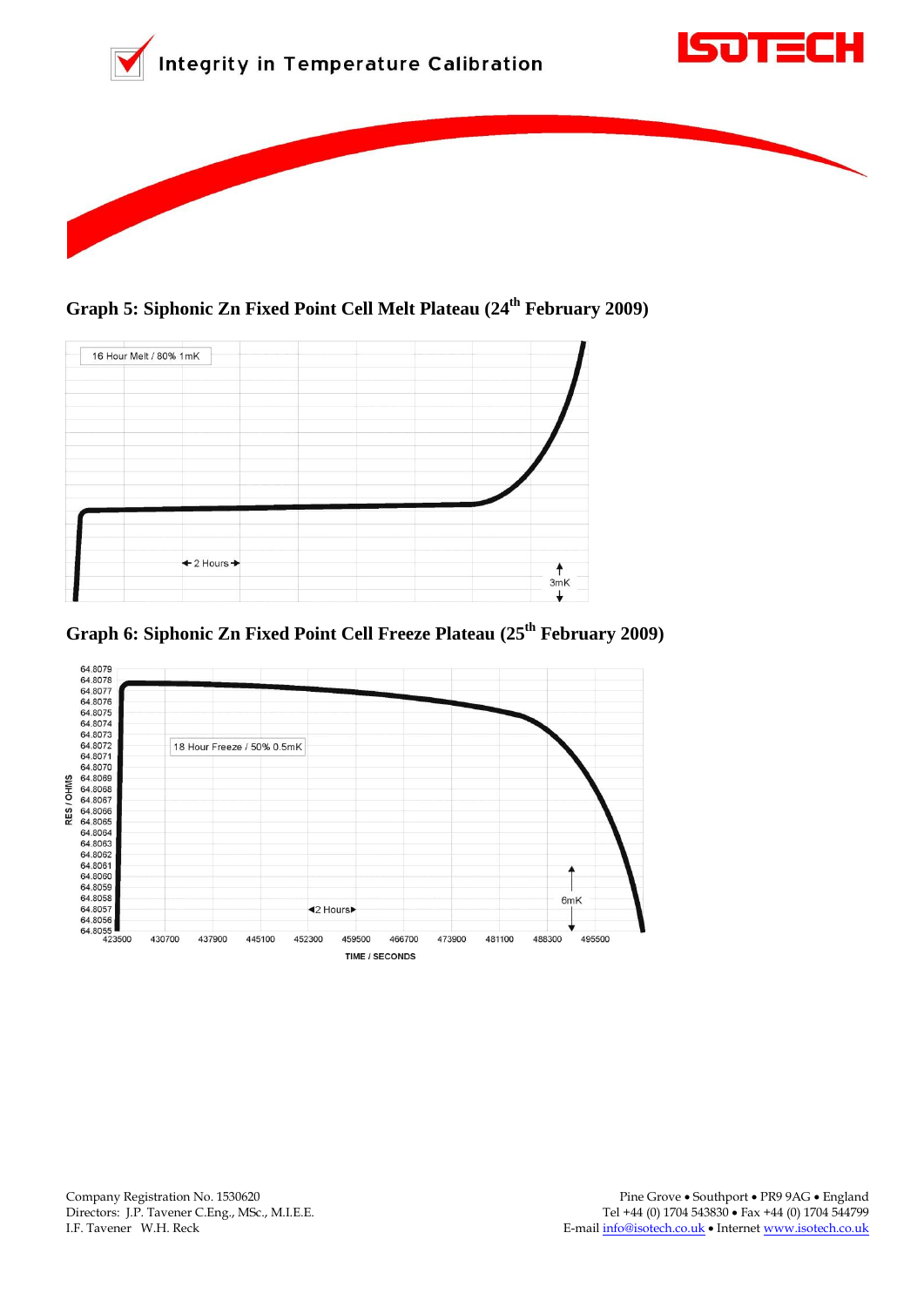## Graph 5: Siphonic Zn Fixed Point Cell Melt Plateau (24th February 2009)

16 Hour Melt / 80% 1mK

2 Hours

3mK

## Graph 6: Siphonic Zn Fixed Point Cell Freeze Plateau (25th February 2009)

18 Hour Freeze / 50% 0.5mK

2 Hours

6mK

RES / OHMS: 64.8079, 64.8078, 64.8077, 64.8076, 64.8075, 64.8074, 64.8073, 64.8072, 64.8071, 64.8070, 64.8069, 64.8068, 64.8067, 64.8066, 64.8065, 64.8064, 64.8063, 64.8062, 64.8061, 64.8060, 64.8059, 64.8058, 64.8057, 64.8056, 64.8055

TIME / SECONDS: 423500, 430700, 437900, 445100, 452300, 459500, 466700, 473900, 481100, 488300, 495500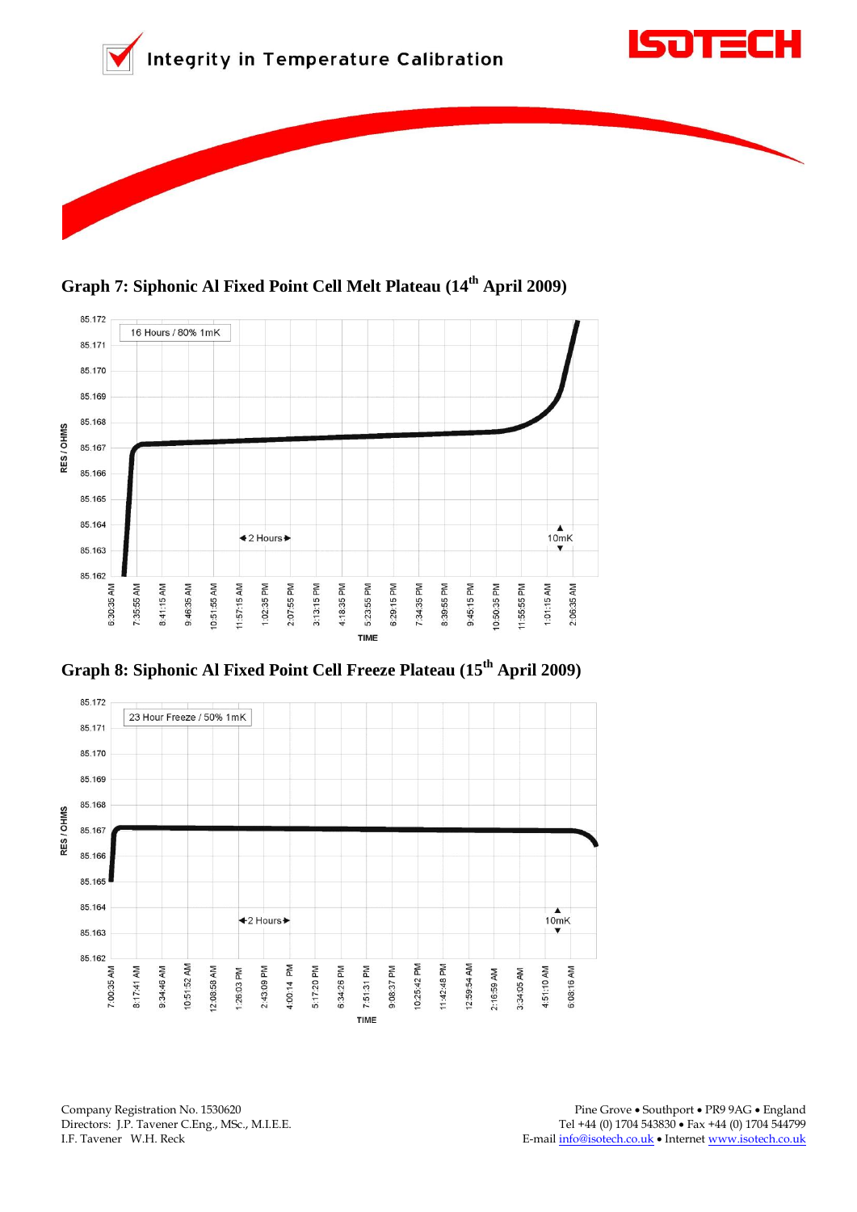## Graph 7: Siphonic Al Fixed Point Cell Melt Plateau (14th April 2009)

16 Hours / 80% 1mK

RES / OHMS

85.172
85.171
85.170
85.169
85.168
85.167
85.166
85.165
85.164
85.163
85.162

2 Hours

10mK

6:30:35 AM
7:35:55 AM
8:41:15 AM
9:46:35 AM
10:51:55 AM
11:57:15 AM
1:02:35 PM
2:07:55 PM
3:13:15 PM
4:18:35 PM
5:23:55 PM
6:29:15 PM
7:34:35 PM
8:39:55 PM
9:45:15 PM
10:50:35 PM
11:55:55 PM
1:01:15 AM
2:06:35 AM

TIME

## Graph 8: Siphonic Al Fixed Point Cell Freeze Plateau (15th April 2009)

23 Hour Freeze / 50% 1mK

RES / OHMS

85.172
85.171
85.170
85.169
85.168
85.167
85.166
85.165
85.164
85.163
85.162

2 Hours

10mK

7:00:35 AM
8:17:41 AM
9:34:46 AM
10:51:52 AM
12:08:58 AM
1:26:03 PM
2:43:09 PM
4:00:14 PM
5:17:20 PM
6:34:26 PM
7:51:31 PM
9:08:37 PM
10:25:42 PM
11:42:48 PM
12:59:54 AM
2:16:59 AM
3:34:05 AM
4:51:10 AM
6:08:16 AM

TIME